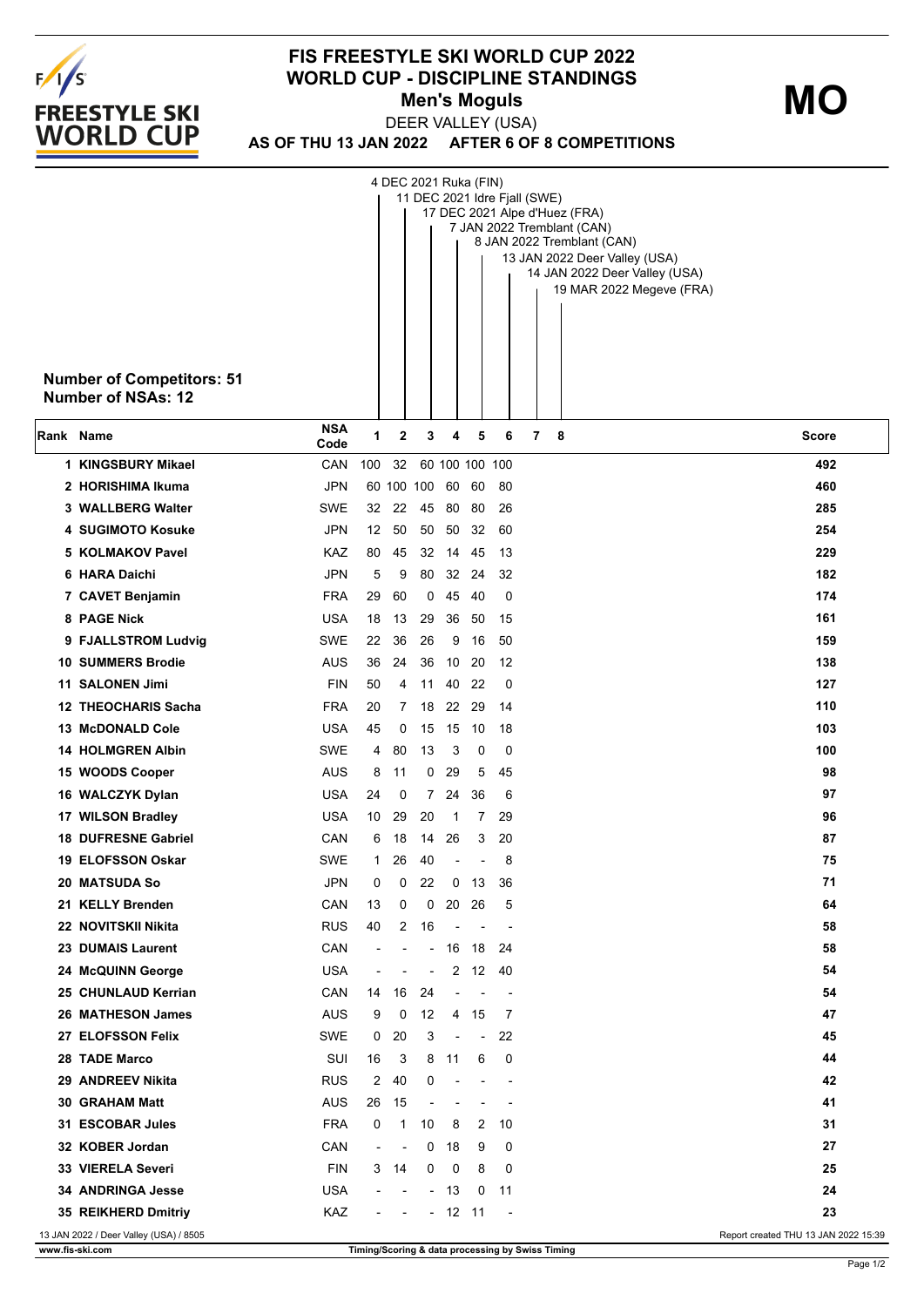# FIS FREESTYLE SKI WORLD CUP 2022
## WORLD CUP - DISCIPLINE STANDINGS
### Men's Moguls

**MO**

DEER VALLEY (USA)

**AS OF THU 13 JAN 2022 AFTER 6 OF 8 COMPETITIONS**

1. 4 DEC 2021 Ruka (FIN)
2. 11 DEC 2021 Idre Fjall (SWE)
3. 17 DEC 2021 Alpe d'Huez (FRA)
4. 7 JAN 2022 Tremblant (CAN)
5. 8 JAN 2022 Tremblant (CAN)
6. 13 JAN 2022 Deer Valley (USA)
7. 14 JAN 2022 Deer Valley (USA)
8. 19 MAR 2022 Megeve (FRA)

**Number of Competitors: 51**
**Number of NSAs: 12**

| Rank | Name | NSA Code | 1 | 2 | 3 | 4 | 5 | 6 | 7 | 8 | Score |
|---|---|---|---|---|---|---|---|---|---|---|---|
| 1 | KINGSBURY Mikael | CAN | 100 | 32 | 60 | 100 | 100 | 100 | | | 492 |
| 2 | HORISHIMA Ikuma | JPN | 60 | 100 | 100 | 60 | 60 | 80 | | | 460 |
| 3 | WALLBERG Walter | SWE | 32 | 22 | 45 | 80 | 80 | 26 | | | 285 |
| 4 | SUGIMOTO Kosuke | JPN | 12 | 50 | 50 | 50 | 32 | 60 | | | 254 |
| 5 | KOLMAKOV Pavel | KAZ | 80 | 45 | 32 | 14 | 45 | 13 | | | 229 |
| 6 | HARA Daichi | JPN | 5 | 9 | 80 | 32 | 24 | 32 | | | 182 |
| 7 | CAVET Benjamin | FRA | 29 | 60 | 0 | 45 | 40 | 0 | | | 174 |
| 8 | PAGE Nick | USA | 18 | 13 | 29 | 36 | 50 | 15 | | | 161 |
| 9 | FJALLSTROM Ludvig | SWE | 22 | 36 | 26 | 9 | 16 | 50 | | | 159 |
| 10 | SUMMERS Brodie | AUS | 36 | 24 | 36 | 10 | 20 | 12 | | | 138 |
| 11 | SALONEN Jimi | FIN | 50 | 4 | 11 | 40 | 22 | 0 | | | 127 |
| 12 | THEOCHARIS Sacha | FRA | 20 | 7 | 18 | 22 | 29 | 14 | | | 110 |
| 13 | McDONALD Cole | USA | 45 | 0 | 15 | 15 | 10 | 18 | | | 103 |
| 14 | HOLMGREN Albin | SWE | 4 | 80 | 13 | 3 | 0 | 0 | | | 100 |
| 15 | WOODS Cooper | AUS | 8 | 11 | 0 | 29 | 5 | 45 | | | 98 |
| 16 | WALCZYK Dylan | USA | 24 | 0 | 7 | 24 | 36 | 6 | | | 97 |
| 17 | WILSON Bradley | USA | 10 | 29 | 20 | 1 | 7 | 29 | | | 96 |
| 18 | DUFRESNE Gabriel | CAN | 6 | 18 | 14 | 26 | 3 | 20 | | | 87 |
| 19 | ELOFSSON Oskar | SWE | 1 | 26 | 40 | - | - | 8 | | | 75 |
| 20 | MATSUDA So | JPN | 0 | 0 | 22 | 0 | 13 | 36 | | | 71 |
| 21 | KELLY Brenden | CAN | 13 | 0 | 0 | 20 | 26 | 5 | | | 64 |
| 22 | NOVITSKII Nikita | RUS | 40 | 2 | 16 | - | - | - | | | 58 |
| 23 | DUMAIS Laurent | CAN | - | - | - | 16 | 18 | 24 | | | 58 |
| 24 | McQUINN George | USA | - | - | - | 2 | 12 | 40 | | | 54 |
| 25 | CHUNLAUD Kerrian | CAN | 14 | 16 | 24 | - | - | - | | | 54 |
| 26 | MATHESON James | AUS | 9 | 0 | 12 | 4 | 15 | 7 | | | 47 |
| 27 | ELOFSSON Felix | SWE | 0 | 20 | 3 | - | - | 22 | | | 45 |
| 28 | TADE Marco | SUI | 16 | 3 | 8 | 11 | 6 | 0 | | | 44 |
| 29 | ANDREEV Nikita | RUS | 2 | 40 | 0 | - | - | - | | | 42 |
| 30 | GRAHAM Matt | AUS | 26 | 15 | - | - | - | - | | | 41 |
| 31 | ESCOBAR Jules | FRA | 0 | 1 | 10 | 8 | 2 | 10 | | | 31 |
| 32 | KOBER Jordan | CAN | - | - | 0 | 18 | 9 | 0 | | | 27 |
| 33 | VIERELA Severi | FIN | 3 | 14 | 0 | 0 | 8 | 0 | | | 25 |
| 34 | ANDRINGA Jesse | USA | - | - | - | 13 | 0 | 11 | | | 24 |
| 35 | REIKHERD Dmitriy | KAZ | - | - | - | 12 | 11 | - | | | 23 |

13 JAN 2022 / Deer Valley (USA) / 8505

Report created THU 13 JAN 2022 15:39

www.fis-ski.com

Timing/Scoring & data processing by Swiss Timing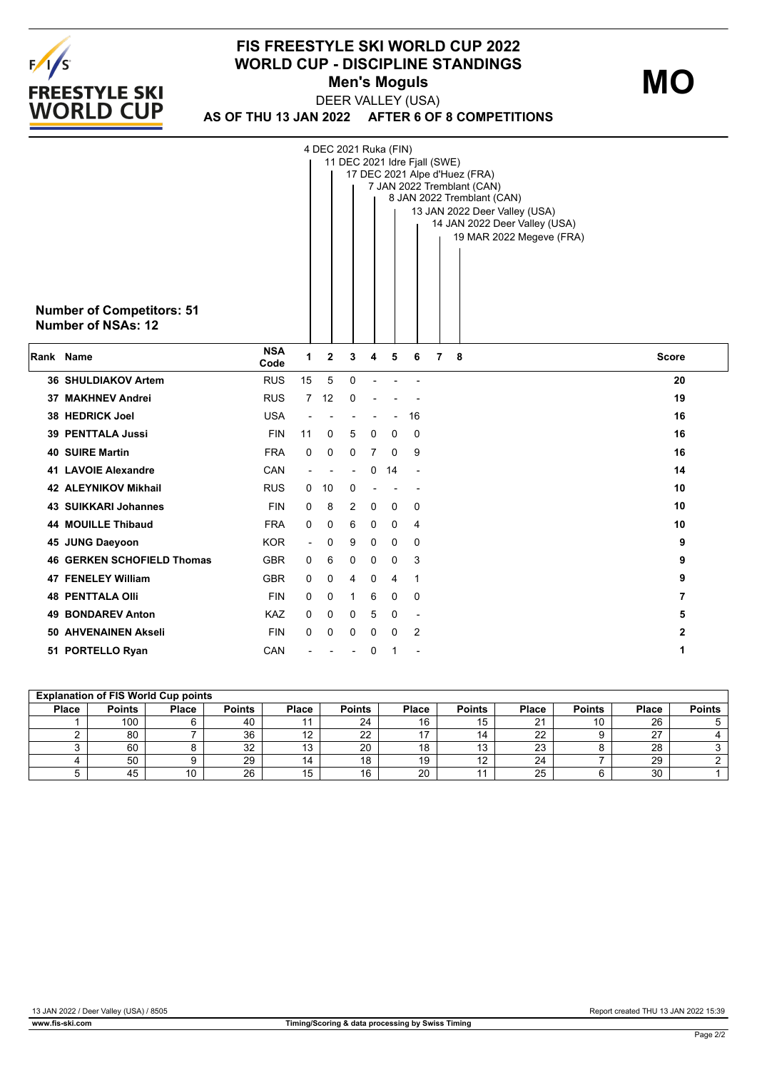# FIS FREESTYLE SKI WORLD CUP 2022
## WORLD CUP - DISCIPLINE STANDINGS
### Men's Moguls

MO

DEER VALLEY (USA)

**AS OF THU 13 JAN 2022 AFTER 6 OF 8 COMPETITIONS**

1. 4 DEC 2021 Ruka (FIN)
2. 11 DEC 2021 Idre Fjall (SWE)
3. 17 DEC 2021 Alpe d'Huez (FRA)
4. 7 JAN 2022 Tremblant (CAN)
5. 8 JAN 2022 Tremblant (CAN)
6. 13 JAN 2022 Deer Valley (USA)
7. 14 JAN 2022 Deer Valley (USA)
8. 19 MAR 2022 Megeve (FRA)

**Number of Competitors: 51**
**Number of NSAs: 12**

| Rank | Name | NSA Code | 1 | 2 | 3 | 4 | 5 | 6 | 7 | 8 | Score |
|---|---|---|---|---|---|---|---|---|---|---|---|
| 36 | SHULDIAKOV Artem | RUS | 15 | 5 | 0 | - | - | - | | | 20 |
| 37 | MAKHNEV Andrei | RUS | 7 | 12 | 0 | - | - | - | | | 19 |
| 38 | HEDRICK Joel | USA | - | - | - | - | - | 16 | | | 16 |
| 39 | PENTTALA Jussi | FIN | 11 | 0 | 5 | 0 | 0 | 0 | | | 16 |
| 40 | SUIRE Martin | FRA | 0 | 0 | 0 | 7 | 0 | 9 | | | 16 |
| 41 | LAVOIE Alexandre | CAN | - | - | - | 0 | 14 | - | | | 14 |
| 42 | ALEYNIKOV Mikhail | RUS | 0 | 10 | 0 | - | - | - | | | 10 |
| 43 | SUIKKARI Johannes | FIN | 0 | 8 | 2 | 0 | 0 | 0 | | | 10 |
| 44 | MOUILLE Thibaud | FRA | 0 | 0 | 6 | 0 | 0 | 4 | | | 10 |
| 45 | JUNG Daeyoon | KOR | - | 0 | 9 | 0 | 0 | 0 | | | 9 |
| 46 | GERKEN SCHOFIELD Thomas | GBR | 0 | 6 | 0 | 0 | 0 | 3 | | | 9 |
| 47 | FENELEY William | GBR | 0 | 0 | 4 | 0 | 4 | 1 | | | 9 |
| 48 | PENTTALA Olli | FIN | 0 | 0 | 1 | 6 | 0 | 0 | | | 7 |
| 49 | BONDAREV Anton | KAZ | 0 | 0 | 0 | 5 | 0 | - | | | 5 |
| 50 | AHVENAINEN Akseli | FIN | 0 | 0 | 0 | 0 | 0 | 2 | | | 2 |
| 51 | PORTELLO Ryan | CAN | - | - | - | 0 | 1 | - | | | 1 |

**Explanation of FIS World Cup points**

| Place | Points | Place | Points | Place | Points | Place | Points | Place | Points | Place | Points |
|---|---|---|---|---|---|---|---|---|---|---|---|
| 1 | 100 | 6 | 40 | 11 | 24 | 16 | 15 | 21 | 10 | 26 | 5 |
| 2 | 80 | 7 | 36 | 12 | 22 | 17 | 14 | 22 | 9 | 27 | 4 |
| 3 | 60 | 8 | 32 | 13 | 20 | 18 | 13 | 23 | 8 | 28 | 3 |
| 4 | 50 | 9 | 29 | 14 | 18 | 19 | 12 | 24 | 7 | 29 | 2 |
| 5 | 45 | 10 | 26 | 15 | 16 | 20 | 11 | 25 | 6 | 30 | 1 |

13 JAN 2022 / Deer Valley (USA) / 8505

Report created THU 13 JAN 2022 15:39

www.fis-ski.com

Timing/Scoring & data processing by Swiss Timing